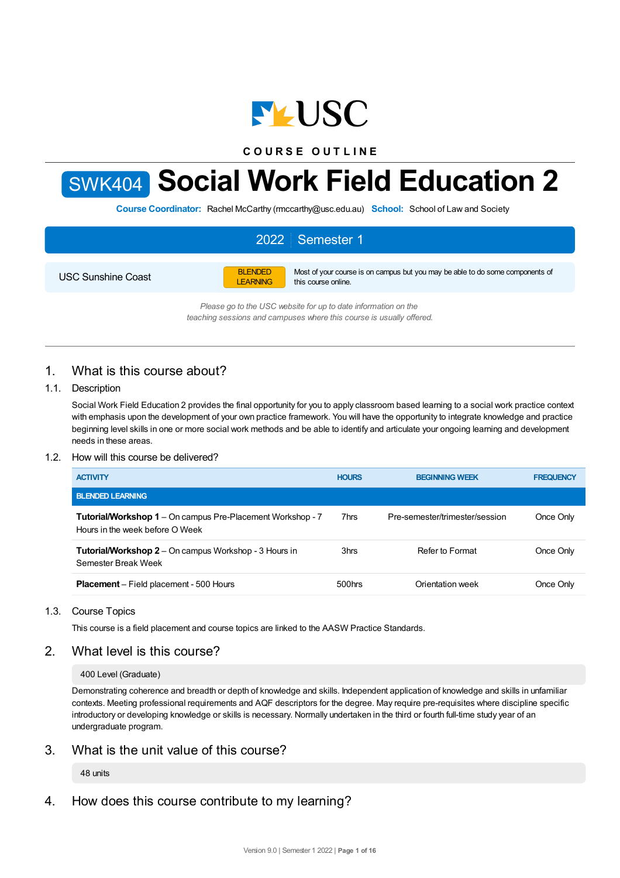COURSE OUTLINE

# SWK404 Social Work Field Education 2

**Course Coordinator:** Rachel McCarthy (rmccarthy@usc.edu.au) **School:** School of Law and Society

| 2022 | Semester 1 |
|---|---|

| USC Sunshine Coast | BLENDED LEARNING | Most of your course is on campus but you may be able to do some components of this course online. |
|---|---|---|

*Please go to the USC website for up to date information on the teaching sessions and campuses where this course is usually offered.*

## 1. What is this course about?

### 1.1. Description

Social Work Field Education 2 provides the final opportunity for you to apply classroom based learning to a social work practice context with emphasis upon the development of your own practice framework. You will have the opportunity to integrate knowledge and practice beginning level skills in one or more social work methods and be able to identify and articulate your ongoing learning and development needs in these areas.

### 1.2. How will this course be delivered?

| ACTIVITY | HOURS | BEGINNING WEEK | FREQUENCY |
|---|---|---|---|
| **BLENDED LEARNING** | | | |
| **Tutorial/Workshop 1** – On campus Pre-Placement Workshop - 7 Hours in the week before O Week | 7hrs | Pre-semester/trimester/session | Once Only |
| **Tutorial/Workshop 2** – On campus Workshop - 3 Hours in Semester Break Week | 3hrs | Refer to Format | Once Only |
| **Placement** – Field placement - 500 Hours | 500hrs | Orientation week | Once Only |

### 1.3. Course Topics

This course is a field placement and course topics are linked to the AASW Practice Standards.

## 2. What level is this course?

400 Level (Graduate)

Demonstrating coherence and breadth or depth of knowledge and skills. Independent application of knowledge and skills in unfamiliar contexts. Meeting professional requirements and AQF descriptors for the degree. May require pre-requisites where discipline specific introductory or developing knowledge or skills is necessary. Normally undertaken in the third or fourth full-time study year of an undergraduate program.

## 3. What is the unit value of this course?

48 units

## 4. How does this course contribute to my learning?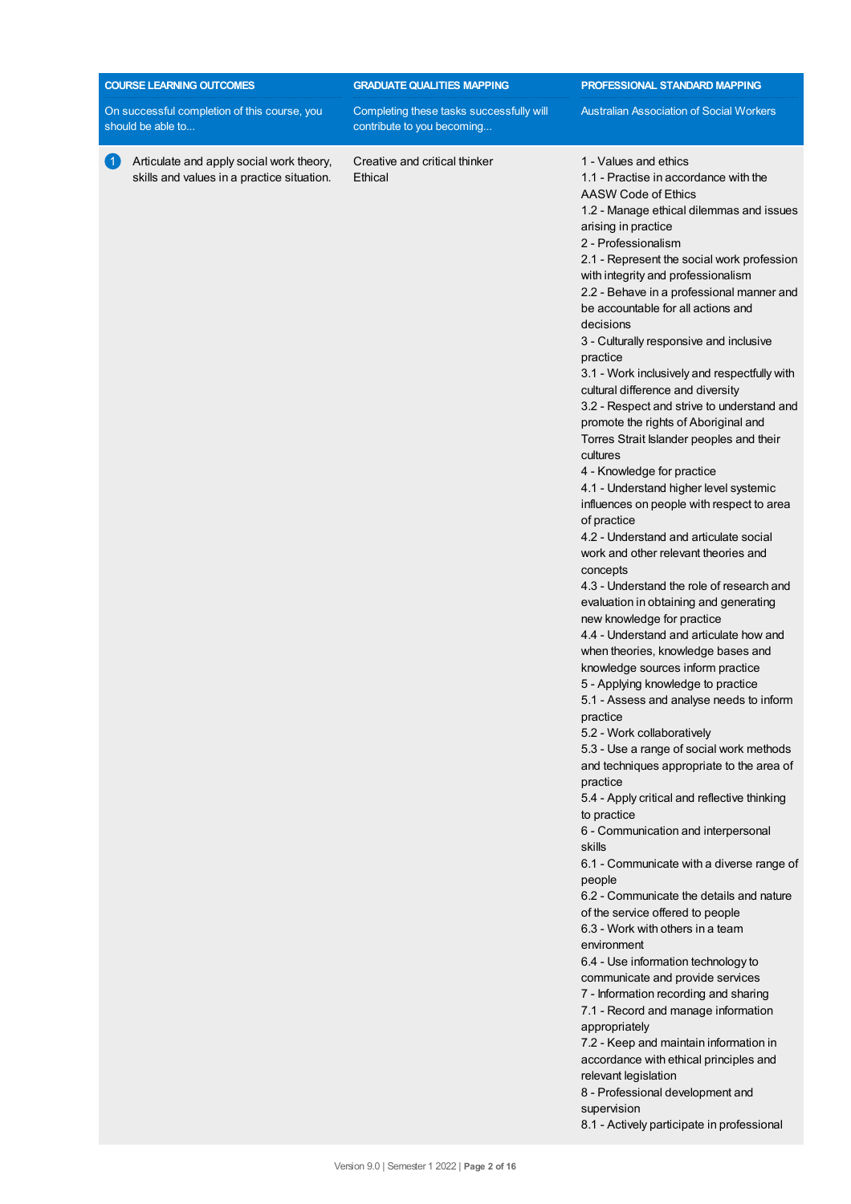| COURSE LEARNING OUTCOMES<br>On successful completion of this course, you should be able to... | GRADUATE QUALITIES MAPPING<br>Completing these tasks successfully will contribute to you becoming... | PROFESSIONAL STANDARD MAPPING<br>Australian Association of Social Workers |
| --- | --- | --- |
| 1 Articulate and apply social work theory, skills and values in a practice situation. | Creative and critical thinker<br>Ethical | 1 - Values and ethics<br>1.1 - Practise in accordance with the AASW Code of Ethics<br>1.2 - Manage ethical dilemmas and issues arising in practice<br>2 - Professionalism<br>2.1 - Represent the social work profession with integrity and professionalism<br>2.2 - Behave in a professional manner and be accountable for all actions and decisions<br>3 - Culturally responsive and inclusive practice<br>3.1 - Work inclusively and respectfully with cultural difference and diversity<br>3.2 - Respect and strive to understand and promote the rights of Aboriginal and Torres Strait Islander peoples and their cultures<br>4 - Knowledge for practice<br>4.1 - Understand higher level systemic influences on people with respect to area of practice<br>4.2 - Understand and articulate social work and other relevant theories and concepts<br>4.3 - Understand the role of research and evaluation in obtaining and generating new knowledge for practice<br>4.4 - Understand and articulate how and when theories, knowledge bases and knowledge sources inform practice<br>5 - Applying knowledge to practice<br>5.1 - Assess and analyse needs to inform practice<br>5.2 - Work collaboratively<br>5.3 - Use a range of social work methods and techniques appropriate to the area of practice<br>5.4 - Apply critical and reflective thinking to practice<br>6 - Communication and interpersonal skills<br>6.1 - Communicate with a diverse range of people<br>6.2 - Communicate the details and nature of the service offered to people<br>6.3 - Work with others in a team environment<br>6.4 - Use information technology to communicate and provide services<br>7 - Information recording and sharing<br>7.1 - Record and manage information appropriately<br>7.2 - Keep and maintain information in accordance with ethical principles and relevant legislation<br>8 - Professional development and supervision<br>8.1 - Actively participate in professional |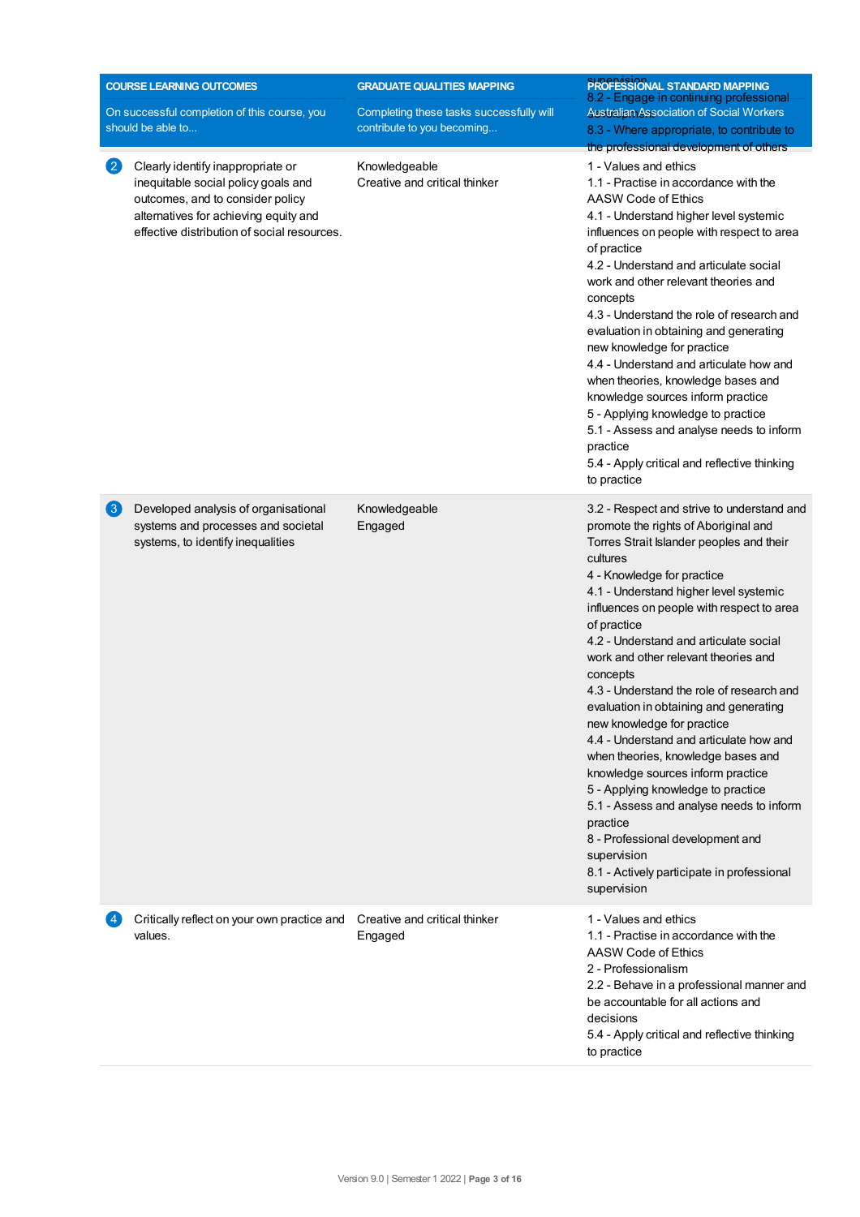| COURSE LEARNING OUTCOMES<br>On successful completion of this course, you should be able to... | GRADUATE QUALITIES MAPPING<br>Completing these tasks successfully will contribute to you becoming... | PROFESSIONAL STANDARD MAPPING<br>Australian Association of Social Workers |
| --- | --- | --- |
| 2 Clearly identify inappropriate or inequitable social policy goals and outcomes, and to consider policy alternatives for achieving equity and effective distribution of social resources. | Knowledgeable<br>Creative and critical thinker | 1 - Values and ethics<br>1.1 - Practise in accordance with the AASW Code of Ethics<br>4.1 - Understand higher level systemic influences on people with respect to area of practice<br>4.2 - Understand and articulate social work and other relevant theories and concepts<br>4.3 - Understand the role of research and evaluation in obtaining and generating new knowledge for practice<br>4.4 - Understand and articulate how and when theories, knowledge bases and knowledge sources inform practice<br>5 - Applying knowledge to practice<br>5.1 - Assess and analyse needs to inform practice<br>5.4 - Apply critical and reflective thinking to practice |
| 3 Developed analysis of organisational systems and processes and societal systems, to identify inequalities | Knowledgeable<br>Engaged | 3.2 - Respect and strive to understand and promote the rights of Aboriginal and Torres Strait Islander peoples and their cultures<br>4 - Knowledge for practice<br>4.1 - Understand higher level systemic influences on people with respect to area of practice<br>4.2 - Understand and articulate social work and other relevant theories and concepts<br>4.3 - Understand the role of research and evaluation in obtaining and generating new knowledge for practice<br>4.4 - Understand and articulate how and when theories, knowledge bases and knowledge sources inform practice<br>5 - Applying knowledge to practice<br>5.1 - Assess and analyse needs to inform practice<br>8 - Professional development and supervision<br>8.1 - Actively participate in professional supervision |
| 4 Critically reflect on your own practice and values. | Creative and critical thinker<br>Engaged | 1 - Values and ethics<br>1.1 - Practise in accordance with the AASW Code of Ethics<br>2 - Professionalism<br>2.2 - Behave in a professional manner and be accountable for all actions and decisions<br>5.4 - Apply critical and reflective thinking to practice |

supervision
8.2 - Engage in continuing professional development
8.3 - Where appropriate, to contribute to the professional development of others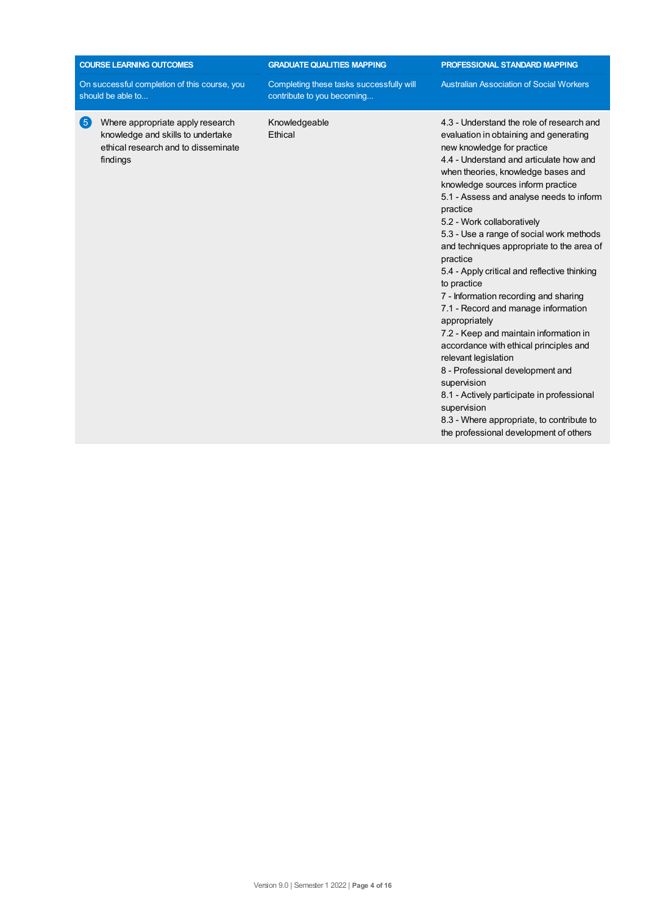| COURSE LEARNING OUTCOMES | GRADUATE QUALITIES MAPPING | PROFESSIONAL STANDARD MAPPING |
| --- | --- | --- |
| On successful completion of this course, you should be able to... | Completing these tasks successfully will contribute to you becoming... | Australian Association of Social Workers |
| 5 Where appropriate apply research knowledge and skills to undertake ethical research and to disseminate findings | Knowledgeable<br>Ethical | 4.3 - Understand the role of research and evaluation in obtaining and generating new knowledge for practice<br>4.4 - Understand and articulate how and when theories, knowledge bases and knowledge sources inform practice<br>5.1 - Assess and analyse needs to inform practice<br>5.2 - Work collaboratively<br>5.3 - Use a range of social work methods and techniques appropriate to the area of practice<br>5.4 - Apply critical and reflective thinking to practice<br>7 - Information recording and sharing<br>7.1 - Record and manage information appropriately<br>7.2 - Keep and maintain information in accordance with ethical principles and relevant legislation<br>8 - Professional development and supervision<br>8.1 - Actively participate in professional supervision<br>8.3 - Where appropriate, to contribute to the professional development of others |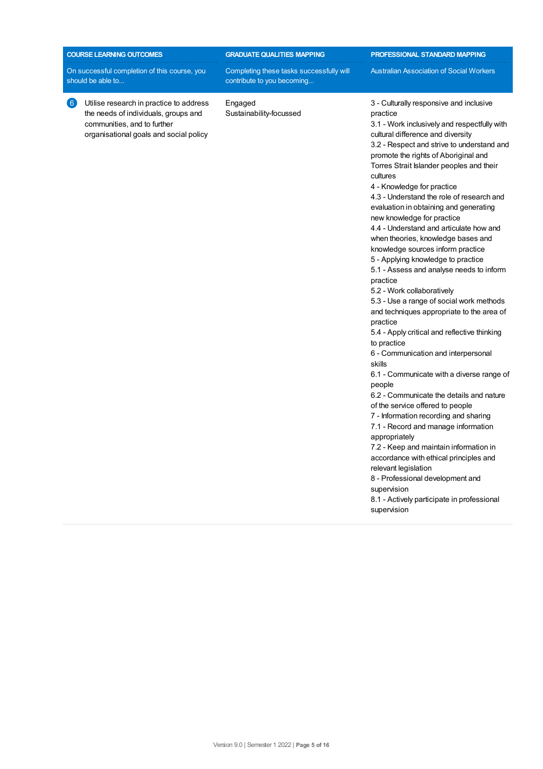| COURSE LEARNING OUTCOMES<br>On successful completion of this course, you should be able to... | GRADUATE QUALITIES MAPPING<br>Completing these tasks successfully will contribute to you becoming... | PROFESSIONAL STANDARD MAPPING<br>Australian Association of Social Workers |
| --- | --- | --- |
| 6 Utilise research in practice to address the needs of individuals, groups and communities, and to further organisational goals and social policy | Engaged<br>Sustainability-focussed | 3 - Culturally responsive and inclusive practice<br>3.1 - Work inclusively and respectfully with cultural difference and diversity<br>3.2 - Respect and strive to understand and promote the rights of Aboriginal and Torres Strait Islander peoples and their cultures<br>4 - Knowledge for practice<br>4.3 - Understand the role of research and evaluation in obtaining and generating new knowledge for practice<br>4.4 - Understand and articulate how and when theories, knowledge bases and knowledge sources inform practice<br>5 - Applying knowledge to practice<br>5.1 - Assess and analyse needs to inform practice<br>5.2 - Work collaboratively<br>5.3 - Use a range of social work methods and techniques appropriate to the area of practice<br>5.4 - Apply critical and reflective thinking to practice<br>6 - Communication and interpersonal skills<br>6.1 - Communicate with a diverse range of people<br>6.2 - Communicate the details and nature of the service offered to people<br>7 - Information recording and sharing<br>7.1 - Record and manage information appropriately<br>7.2 - Keep and maintain information in accordance with ethical principles and relevant legislation<br>8 - Professional development and supervision<br>8.1 - Actively participate in professional supervision |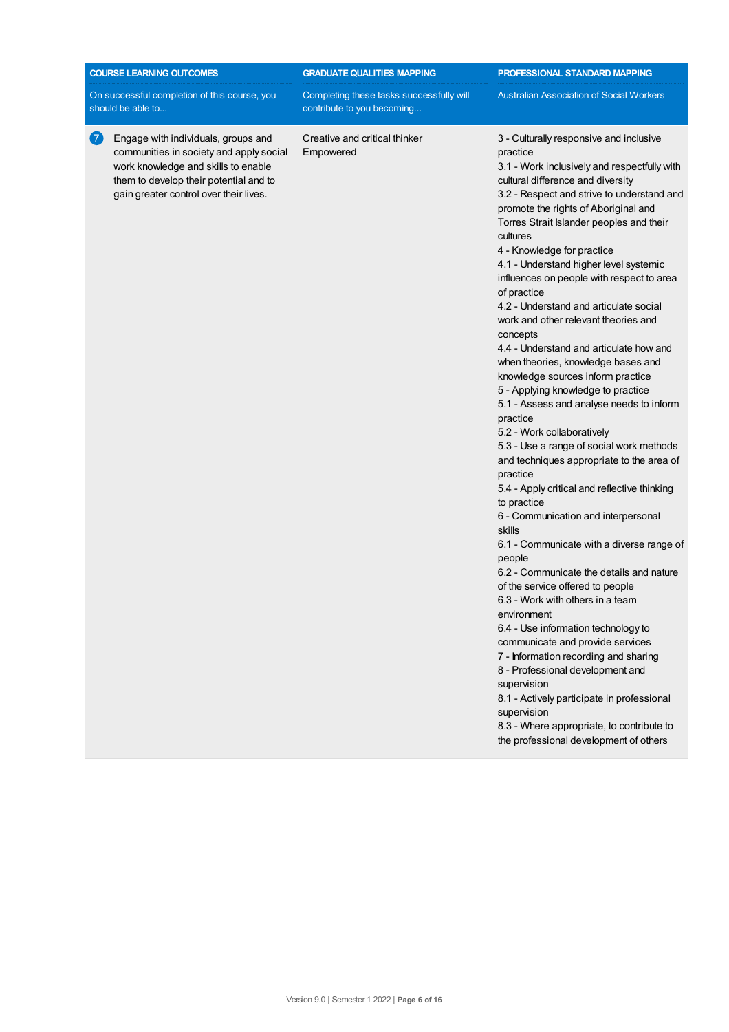| COURSE LEARNING OUTCOMES<br>On successful completion of this course, you should be able to... | GRADUATE QUALITIES MAPPING<br>Completing these tasks successfully will contribute to you becoming... | PROFESSIONAL STANDARD MAPPING<br>Australian Association of Social Workers |
|---|---|---|
| 7 Engage with individuals, groups and communities in society and apply social work knowledge and skills to enable them to develop their potential and to gain greater control over their lives. | Creative and critical thinker<br>Empowered | 3 - Culturally responsive and inclusive practice<br>3.1 - Work inclusively and respectfully with cultural difference and diversity<br>3.2 - Respect and strive to understand and promote the rights of Aboriginal and Torres Strait Islander peoples and their cultures<br>4 - Knowledge for practice<br>4.1 - Understand higher level systemic influences on people with respect to area of practice<br>4.2 - Understand and articulate social work and other relevant theories and concepts<br>4.4 - Understand and articulate how and when theories, knowledge bases and knowledge sources inform practice<br>5 - Applying knowledge to practice<br>5.1 - Assess and analyse needs to inform practice<br>5.2 - Work collaboratively<br>5.3 - Use a range of social work methods and techniques appropriate to the area of practice<br>5.4 - Apply critical and reflective thinking to practice<br>6 - Communication and interpersonal skills<br>6.1 - Communicate with a diverse range of people<br>6.2 - Communicate the details and nature of the service offered to people<br>6.3 - Work with others in a team environment<br>6.4 - Use information technology to communicate and provide services<br>7 - Information recording and sharing<br>8 - Professional development and supervision<br>8.1 - Actively participate in professional supervision<br>8.3 - Where appropriate, to contribute to the professional development of others |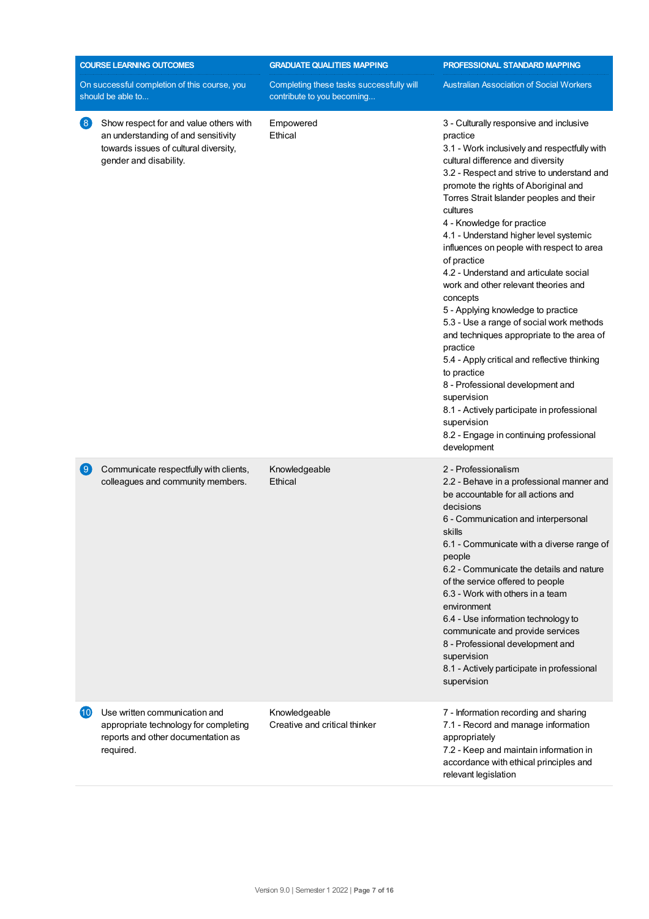| COURSE LEARNING OUTCOMES<br>On successful completion of this course, you should be able to... | GRADUATE QUALITIES MAPPING<br>Completing these tasks successfully will contribute to you becoming... | PROFESSIONAL STANDARD MAPPING<br>Australian Association of Social Workers |
|---|---|---|
| 8 Show respect for and value others with an understanding of and sensitivity towards issues of cultural diversity, gender and disability. | Empowered<br>Ethical | 3 - Culturally responsive and inclusive practice<br>3.1 - Work inclusively and respectfully with cultural difference and diversity<br>3.2 - Respect and strive to understand and promote the rights of Aboriginal and Torres Strait Islander peoples and their cultures<br>4 - Knowledge for practice<br>4.1 - Understand higher level systemic influences on people with respect to area of practice<br>4.2 - Understand and articulate social work and other relevant theories and concepts<br>5 - Applying knowledge to practice<br>5.3 - Use a range of social work methods and techniques appropriate to the area of practice<br>5.4 - Apply critical and reflective thinking to practice<br>8 - Professional development and supervision<br>8.1 - Actively participate in professional supervision<br>8.2 - Engage in continuing professional development |
| 9 Communicate respectfully with clients, colleagues and community members. | Knowledgeable<br>Ethical | 2 - Professionalism<br>2.2 - Behave in a professional manner and be accountable for all actions and decisions<br>6 - Communication and interpersonal skills<br>6.1 - Communicate with a diverse range of people<br>6.2 - Communicate the details and nature of the service offered to people<br>6.3 - Work with others in a team environment<br>6.4 - Use information technology to communicate and provide services<br>8 - Professional development and supervision<br>8.1 - Actively participate in professional supervision |
| 10 Use written communication and appropriate technology for completing reports and other documentation as required. | Knowledgeable<br>Creative and critical thinker | 7 - Information recording and sharing<br>7.1 - Record and manage information appropriately<br>7.2 - Keep and maintain information in accordance with ethical principles and relevant legislation |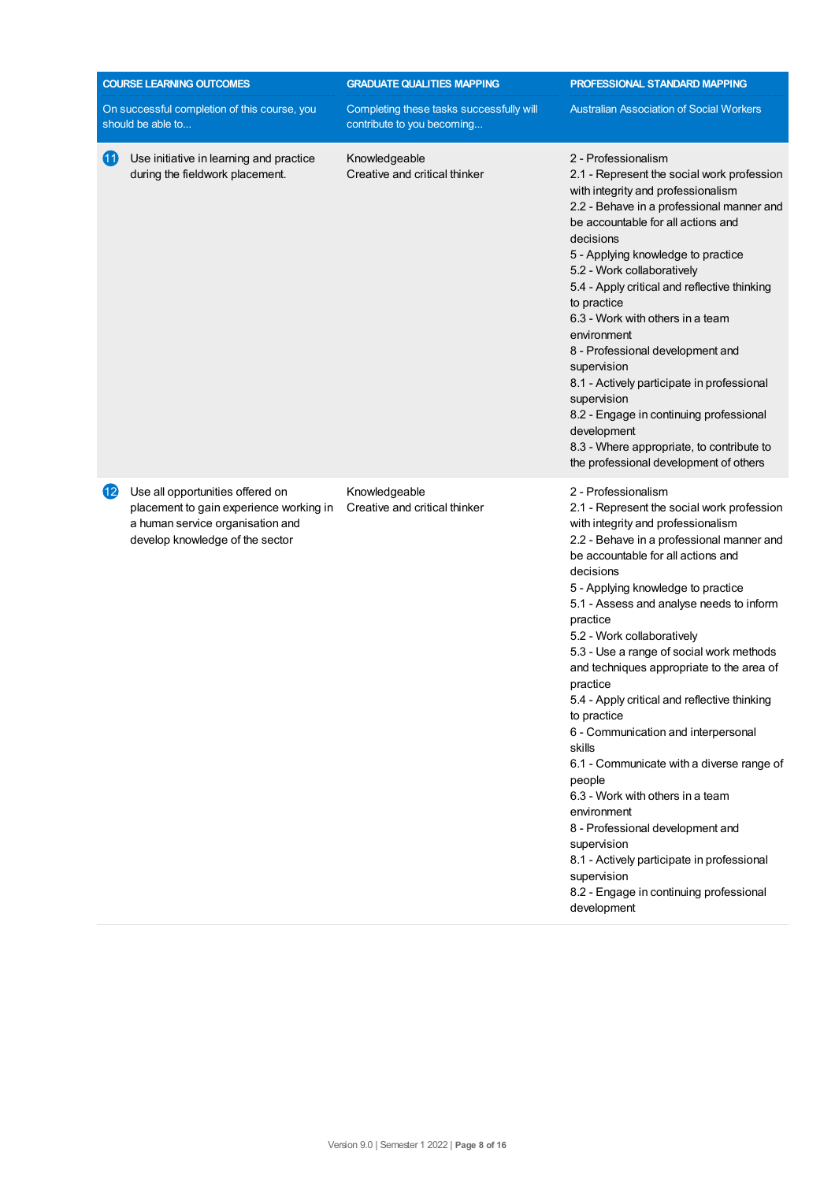| COURSE LEARNING OUTCOMES<br>On successful completion of this course, you should be able to... | GRADUATE QUALITIES MAPPING<br>Completing these tasks successfully will contribute to you becoming... | PROFESSIONAL STANDARD MAPPING<br>Australian Association of Social Workers |
| --- | --- | --- |
| 11 Use initiative in learning and practice during the fieldwork placement. | Knowledgeable<br>Creative and critical thinker | 2 - Professionalism<br>2.1 - Represent the social work profession with integrity and professionalism<br>2.2 - Behave in a professional manner and be accountable for all actions and decisions<br>5 - Applying knowledge to practice<br>5.2 - Work collaboratively<br>5.4 - Apply critical and reflective thinking to practice<br>6.3 - Work with others in a team environment<br>8 - Professional development and supervision<br>8.1 - Actively participate in professional supervision<br>8.2 - Engage in continuing professional development<br>8.3 - Where appropriate, to contribute to the professional development of others |
| 12 Use all opportunities offered on placement to gain experience working in a human service organisation and develop knowledge of the sector | Knowledgeable<br>Creative and critical thinker | 2 - Professionalism<br>2.1 - Represent the social work profession with integrity and professionalism<br>2.2 - Behave in a professional manner and be accountable for all actions and decisions<br>5 - Applying knowledge to practice<br>5.1 - Assess and analyse needs to inform practice<br>5.2 - Work collaboratively<br>5.3 - Use a range of social work methods and techniques appropriate to the area of practice<br>5.4 - Apply critical and reflective thinking to practice<br>6 - Communication and interpersonal skills<br>6.1 - Communicate with a diverse range of people<br>6.3 - Work with others in a team environment<br>8 - Professional development and supervision<br>8.1 - Actively participate in professional supervision<br>8.2 - Engage in continuing professional development |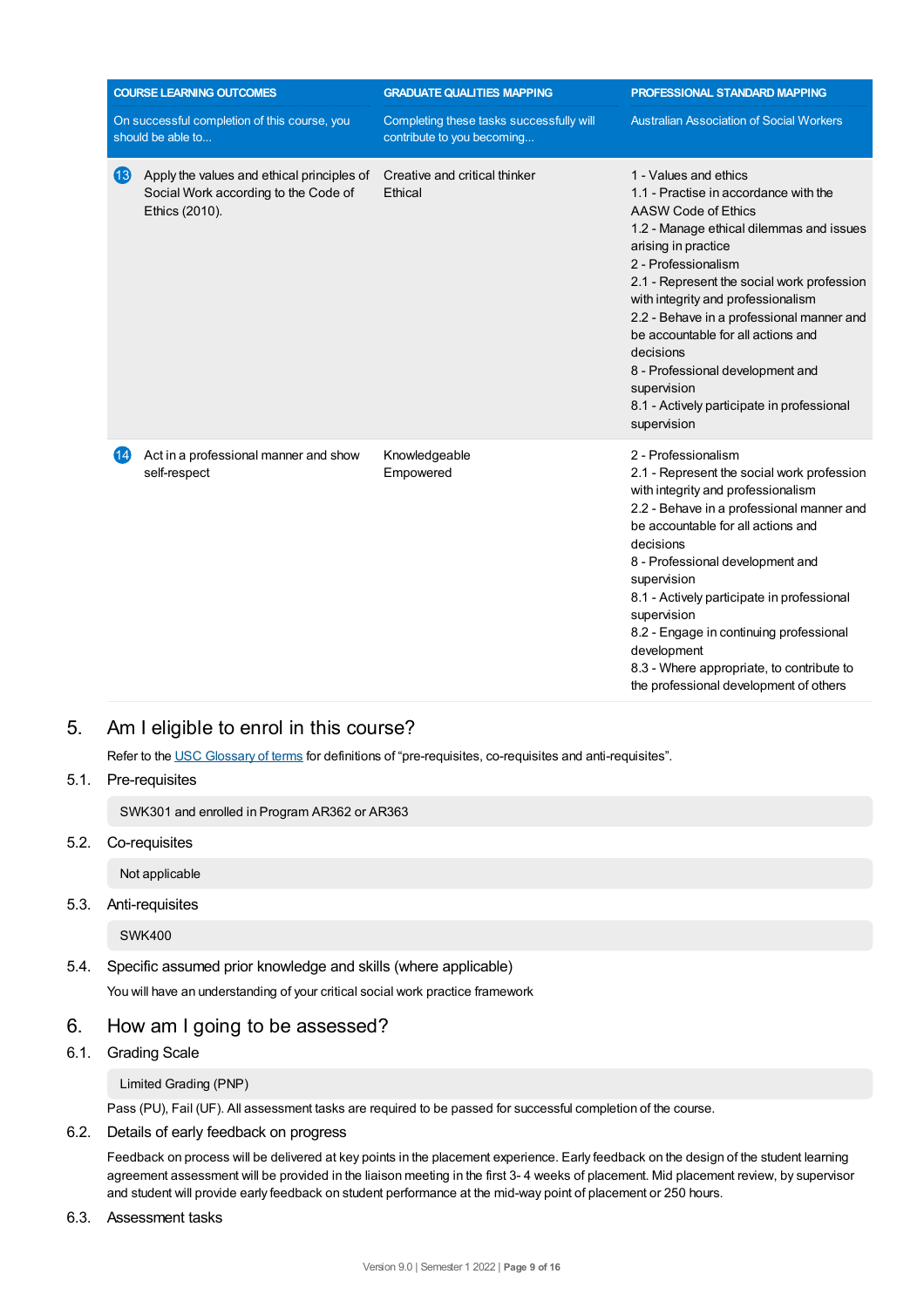| COURSE LEARNING OUTCOMES | GRADUATE QUALITIES MAPPING | PROFESSIONAL STANDARD MAPPING |
|---|---|---|
| On successful completion of this course, you should be able to... | Completing these tasks successfully will contribute to you becoming... | Australian Association of Social Workers |
| 13 Apply the values and ethical principles of Social Work according to the Code of Ethics (2010). | Creative and critical thinker<br>Ethical | 1 - Values and ethics<br>1.1 - Practise in accordance with the AASW Code of Ethics<br>1.2 - Manage ethical dilemmas and issues arising in practice<br>2 - Professionalism<br>2.1 - Represent the social work profession with integrity and professionalism<br>2.2 - Behave in a professional manner and be accountable for all actions and decisions<br>8 - Professional development and supervision<br>8.1 - Actively participate in professional supervision |
| 14 Act in a professional manner and show self-respect | Knowledgeable<br>Empowered | 2 - Professionalism<br>2.1 - Represent the social work profession with integrity and professionalism<br>2.2 - Behave in a professional manner and be accountable for all actions and decisions<br>8 - Professional development and supervision<br>8.1 - Actively participate in professional supervision<br>8.2 - Engage in continuing professional development<br>8.3 - Where appropriate, to contribute to the professional development of others |

## 5. Am I eligible to enrol in this course?

Refer to the USC Glossary of terms for definitions of "pre-requisites, co-requisites and anti-requisites".

### 5.1. Pre-requisites

SWK301 and enrolled in Program AR362 or AR363

### 5.2. Co-requisites

Not applicable

### 5.3. Anti-requisites

SWK400

### 5.4. Specific assumed prior knowledge and skills (where applicable)

You will have an understanding of your critical social work practice framework

## 6. How am I going to be assessed?

### 6.1. Grading Scale

Limited Grading (PNP)

Pass (PU), Fail (UF). All assessment tasks are required to be passed for successful completion of the course.

### 6.2. Details of early feedback on progress

Feedback on process will be delivered at key points in the placement experience. Early feedback on the design of the student learning agreement assessment will be provided in the liaison meeting in the first 3- 4 weeks of placement. Mid placement review, by supervisor and student will provide early feedback on student performance at the mid-way point of placement or 250 hours.

### 6.3. Assessment tasks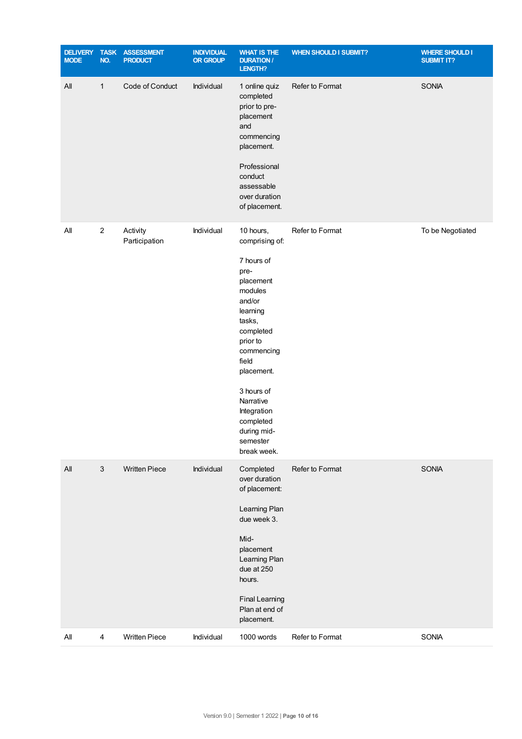| DELIVERY MODE | TASK NO. | ASSESSMENT PRODUCT | INDIVIDUAL OR GROUP | WHAT IS THE DURATION / LENGTH? | WHEN SHOULD I SUBMIT? | WHERE SHOULD I SUBMIT IT? |
|---|---|---|---|---|---|---|
| All | 1 | Code of Conduct | Individual | 1 online quiz completed prior to pre-placement and commencing placement.<br><br>Professional conduct assessable over duration of placement. | Refer to Format | SONIA |
| All | 2 | Activity Participation | Individual | 10 hours, comprising of:<br><br>7 hours of pre-placement modules and/or learning tasks, completed prior to commencing field placement.<br><br>3 hours of Narrative Integration completed during mid-semester break week. | Refer to Format | To be Negotiated |
| All | 3 | Written Piece | Individual | Completed over duration of placement:<br><br>Learning Plan due week 3.<br><br>Mid-placement Learning Plan due at 250 hours.<br><br>Final Learning Plan at end of placement. | Refer to Format | SONIA |
| All | 4 | Written Piece | Individual | 1000 words | Refer to Format | SONIA |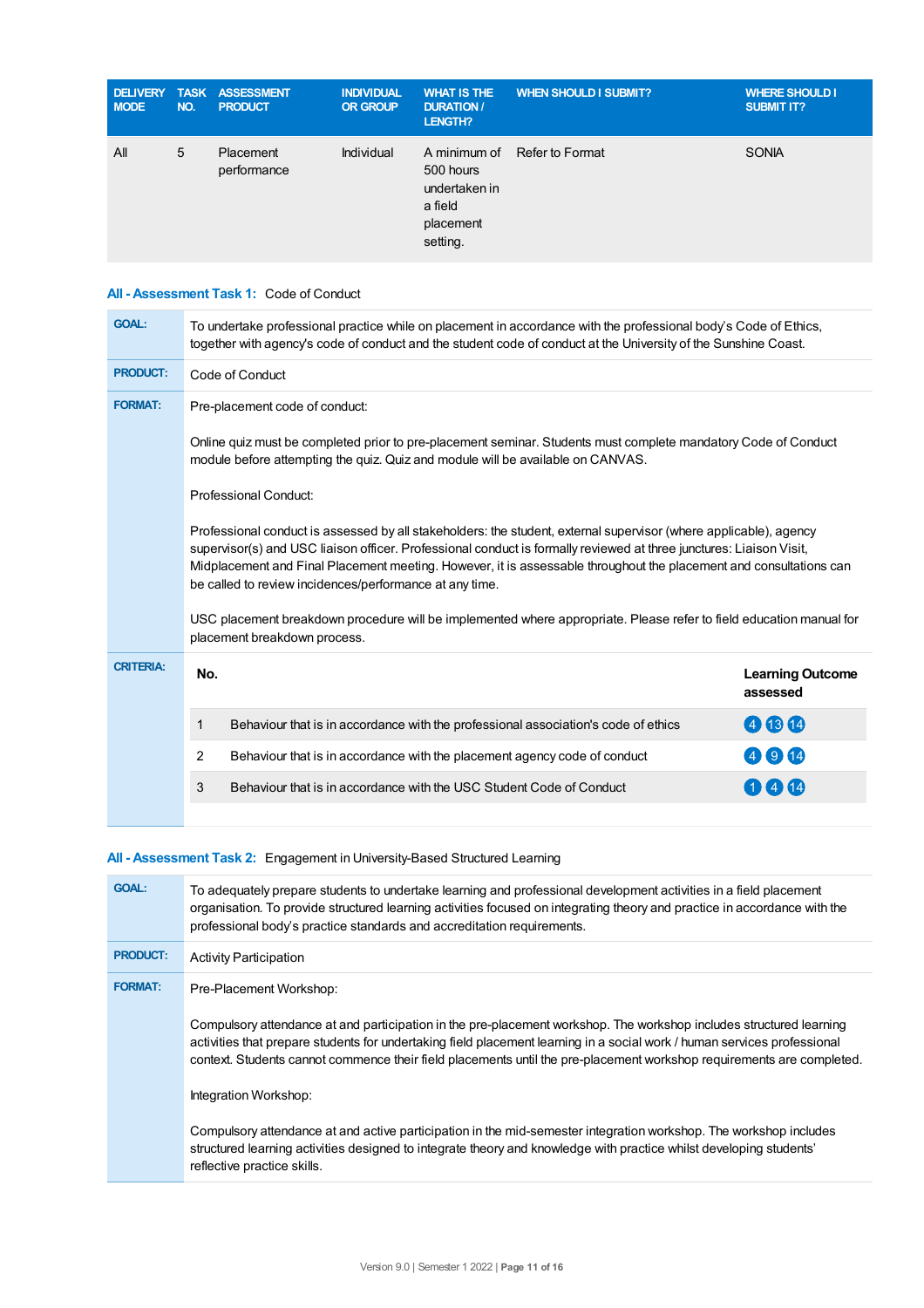| DELIVERY MODE | TASK NO. | ASSESSMENT PRODUCT | INDIVIDUAL OR GROUP | WHAT IS THE DURATION / LENGTH? | WHEN SHOULD I SUBMIT? | WHERE SHOULD I SUBMIT IT? |
|---|---|---|---|---|---|---|
| All | 5 | Placement performance | Individual | A minimum of 500 hours undertaken in a field placement setting. | Refer to Format | SONIA |

## All - Assessment Task 1: Code of Conduct

| | |
|---|---|
| **GOAL:** | To undertake professional practice while on placement in accordance with the professional body's Code of Ethics, together with agency's code of conduct and the student code of conduct at the University of the Sunshine Coast. |
| **PRODUCT:** | Code of Conduct |
| **FORMAT:** | Pre-placement code of conduct:<br><br>Online quiz must be completed prior to pre-placement seminar. Students must complete mandatory Code of Conduct module before attempting the quiz. Quiz and module will be available on CANVAS.<br><br>Professional Conduct:<br><br>Professional conduct is assessed by all stakeholders: the student, external supervisor (where applicable), agency supervisor(s) and USC liaison officer. Professional conduct is formally reviewed at three junctures: Liaison Visit, Midplacement and Final Placement meeting. However, it is assessable throughout the placement and consultations can be called to review incidences/performance at any time.<br><br>USC placement breakdown procedure will be implemented where appropriate. Please refer to field education manual for placement breakdown process. |

**CRITERIA:**

| No. | | Learning Outcome assessed |
|---|---|---|
| 1 | Behaviour that is in accordance with the professional association's code of ethics | 4 13 14 |
| 2 | Behaviour that is in accordance with the placement agency code of conduct | 4 9 14 |
| 3 | Behaviour that is in accordance with the USC Student Code of Conduct | 1 4 14 |

## All - Assessment Task 2: Engagement in University-Based Structured Learning

| | |
|---|---|
| **GOAL:** | To adequately prepare students to undertake learning and professional development activities in a field placement organisation. To provide structured learning activities focused on integrating theory and practice in accordance with the professional body's practice standards and accreditation requirements. |
| **PRODUCT:** | Activity Participation |
| **FORMAT:** | Pre-Placement Workshop:<br><br>Compulsory attendance at and participation in the pre-placement workshop. The workshop includes structured learning activities that prepare students for undertaking field placement learning in a social work / human services professional context. Students cannot commence their field placements until the pre-placement workshop requirements are completed.<br><br>Integration Workshop:<br><br>Compulsory attendance at and active participation in the mid-semester integration workshop. The workshop includes structured learning activities designed to integrate theory and knowledge with practice whilst developing students' reflective practice skills. |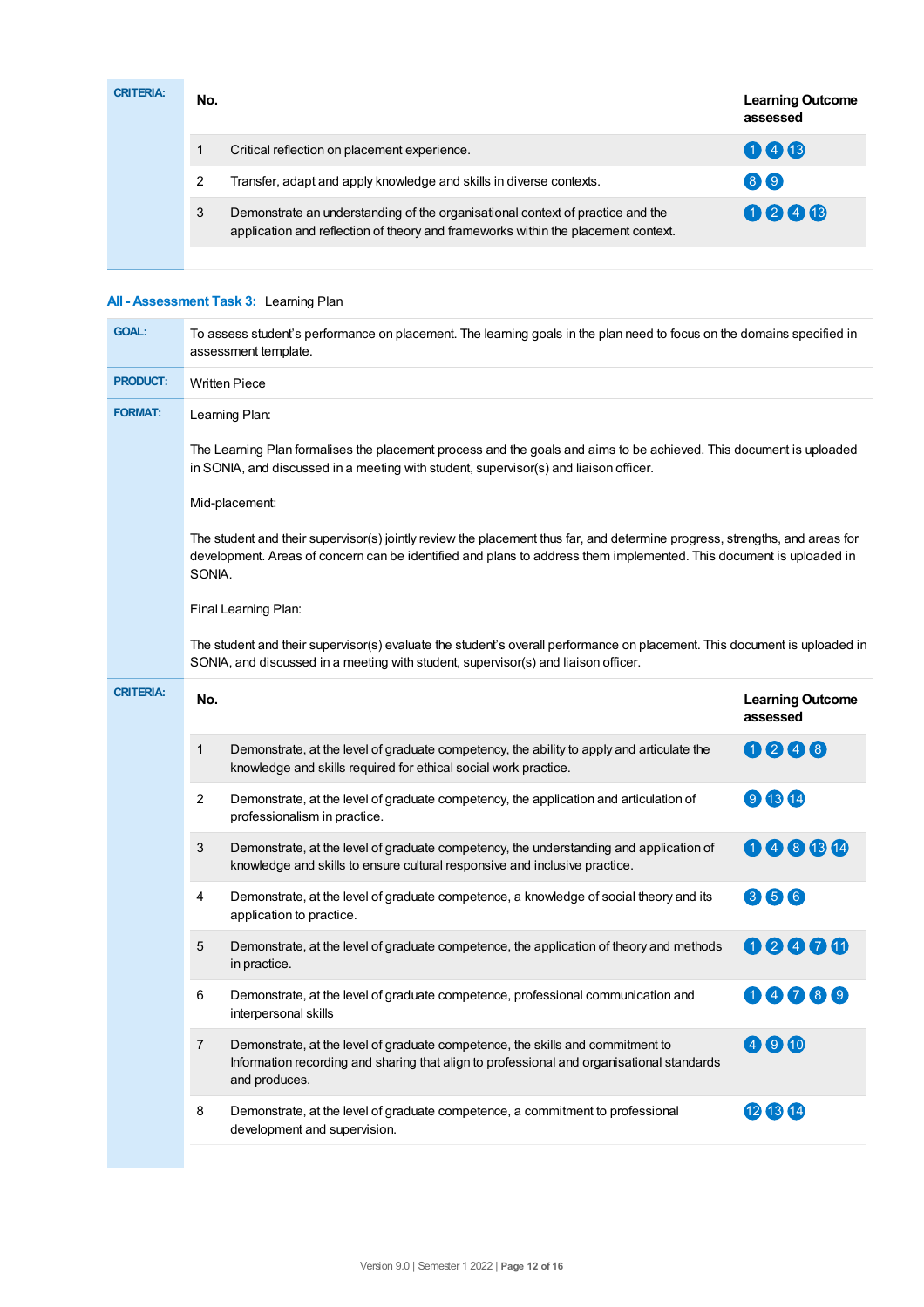**CRITERIA:**

| No. | | Learning Outcome assessed |
|---|---|---|
| 1 | Critical reflection on placement experience. | 1 4 13 |
| 2 | Transfer, adapt and apply knowledge and skills in diverse contexts. | 8 9 |
| 3 | Demonstrate an understanding of the organisational context of practice and the application and reflection of theory and frameworks within the placement context. | 1 2 4 13 |

## All - Assessment Task 3: Learning Plan

**GOAL:** To assess student's performance on placement. The learning goals in the plan need to focus on the domains specified in assessment template.

**PRODUCT:** Written Piece

**FORMAT:** Learning Plan:

The Learning Plan formalises the placement process and the goals and aims to be achieved. This document is uploaded in SONIA, and discussed in a meeting with student, supervisor(s) and liaison officer.

Mid-placement:

The student and their supervisor(s) jointly review the placement thus far, and determine progress, strengths, and areas for development. Areas of concern can be identified and plans to address them implemented. This document is uploaded in SONIA.

Final Learning Plan:

The student and their supervisor(s) evaluate the student's overall performance on placement. This document is uploaded in SONIA, and discussed in a meeting with student, supervisor(s) and liaison officer.

**CRITERIA:**

| No. | | Learning Outcome assessed |
|---|---|---|
| 1 | Demonstrate, at the level of graduate competency, the ability to apply and articulate the knowledge and skills required for ethical social work practice. | 1 2 4 8 |
| 2 | Demonstrate, at the level of graduate competency, the application and articulation of professionalism in practice. | 9 13 14 |
| 3 | Demonstrate, at the level of graduate competency, the understanding and application of knowledge and skills to ensure cultural responsive and inclusive practice. | 1 4 8 13 14 |
| 4 | Demonstrate, at the level of graduate competence, a knowledge of social theory and its application to practice. | 3 5 6 |
| 5 | Demonstrate, at the level of graduate competence, the application of theory and methods in practice. | 1 2 4 7 11 |
| 6 | Demonstrate, at the level of graduate competence, professional communication and interpersonal skills | 1 4 7 8 9 |
| 7 | Demonstrate, at the level of graduate competence, the skills and commitment to Information recording and sharing that align to professional and organisational standards and produces. | 4 9 10 |
| 8 | Demonstrate, at the level of graduate competence, a commitment to professional development and supervision. | 12 13 14 |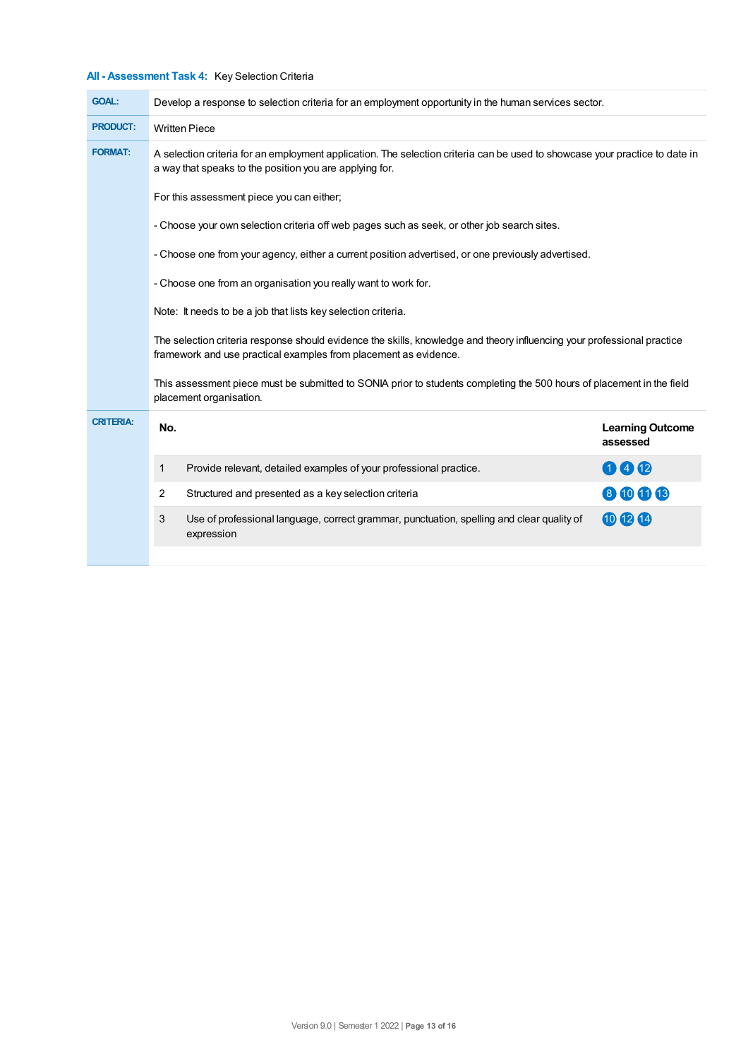**All - Assessment Task 4:** Key Selection Criteria

| | |
|---|---|
| **GOAL:** | Develop a response to selection criteria for an employment opportunity in the human services sector. |
| **PRODUCT:** | Written Piece |
| **FORMAT:** | A selection criteria for an employment application. The selection criteria can be used to showcase your practice to date in a way that speaks to the position you are applying for.<br><br>For this assessment piece you can either;<br><br>- Choose your own selection criteria off web pages such as seek, or other job search sites.<br><br>- Choose one from your agency, either a current position advertised, or one previously advertised.<br><br>- Choose one from an organisation you really want to work for.<br><br>Note: It needs to be a job that lists key selection criteria.<br><br>The selection criteria response should evidence the skills, knowledge and theory influencing your professional practice framework and use practical examples from placement as evidence.<br><br>This assessment piece must be submitted to SONIA prior to students completing the 500 hours of placement in the field placement organisation. |

**CRITERIA:**

| No. | | Learning Outcome assessed |
|---|---|---|
| 1 | Provide relevant, detailed examples of your professional practice. | 1 4 12 |
| 2 | Structured and presented as a key selection criteria | 8 10 11 13 |
| 3 | Use of professional language, correct grammar, punctuation, spelling and clear quality of expression | 10 12 14 |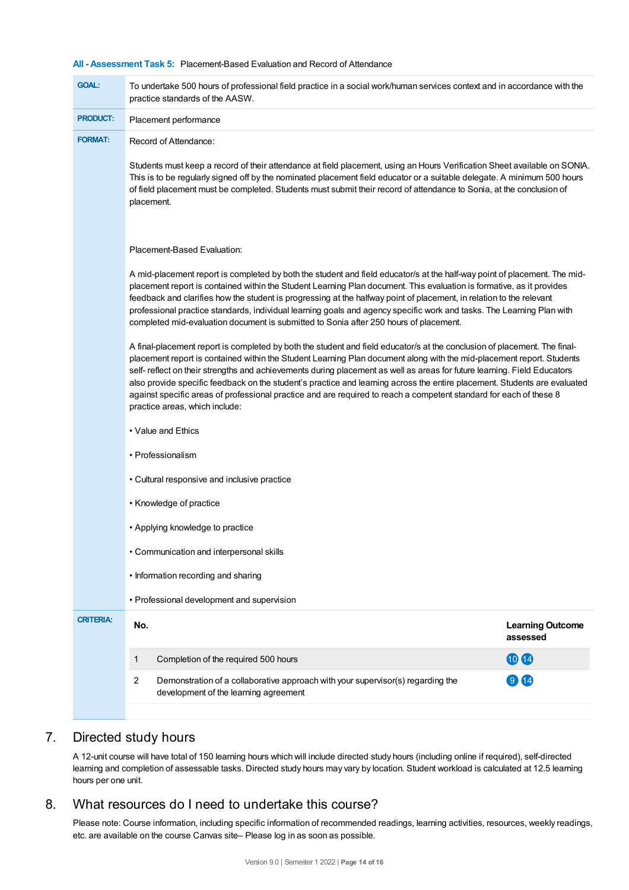**All - Assessment Task 5:** Placement-Based Evaluation and Record of Attendance

| | |
|---|---|
| **GOAL:** | To undertake 500 hours of professional field practice in a social work/human services context and in accordance with the practice standards of the AASW. |
| **PRODUCT:** | Placement performance |
| **FORMAT:** | Record of Attendance:<br><br>Students must keep a record of their attendance at field placement, using an Hours Verification Sheet available on SONIA. This is to be regularly signed off by the nominated placement field educator or a suitable delegate. A minimum 500 hours of field placement must be completed. Students must submit their record of attendance to Sonia, at the conclusion of placement.<br><br>Placement-Based Evaluation:<br><br>A mid-placement report is completed by both the student and field educator/s at the half-way point of placement. The mid-placement report is contained within the Student Learning Plan document. This evaluation is formative, as it provides feedback and clarifies how the student is progressing at the halfway point of placement, in relation to the relevant professional practice standards, individual learning goals and agency specific work and tasks. The Learning Plan with completed mid-evaluation document is submitted to Sonia after 250 hours of placement.<br><br>A final-placement report is completed by both the student and field educator/s at the conclusion of placement. The final-placement report is contained within the Student Learning Plan document along with the mid-placement report. Students self- reflect on their strengths and achievements during placement as well as areas for future learning. Field Educators also provide specific feedback on the student's practice and learning across the entire placement. Students are evaluated against specific areas of professional practice and are required to reach a competent standard for each of these 8 practice areas, which include:<br><br>• Value and Ethics<br><br>• Professionalism<br><br>• Cultural responsive and inclusive practice<br><br>• Knowledge of practice<br><br>• Applying knowledge to practice<br><br>• Communication and interpersonal skills<br><br>• Information recording and sharing<br><br>• Professional development and supervision |
| **CRITERIA:** | |

| No. | | Learning Outcome assessed |
|---|---|---|
| 1 | Completion of the required 500 hours | 10 14 |
| 2 | Demonstration of a collaborative approach with your supervisor(s) regarding the development of the learning agreement | 9 14 |

## 7. Directed study hours

A 12-unit course will have total of 150 learning hours which will include directed study hours (including online if required), self-directed learning and completion of assessable tasks. Directed study hours may vary by location. Student workload is calculated at 12.5 learning hours per one unit.

## 8. What resources do I need to undertake this course?

Please note: Course information, including specific information of recommended readings, learning activities, resources, weekly readings, etc. are available on the course Canvas site– Please log in as soon as possible.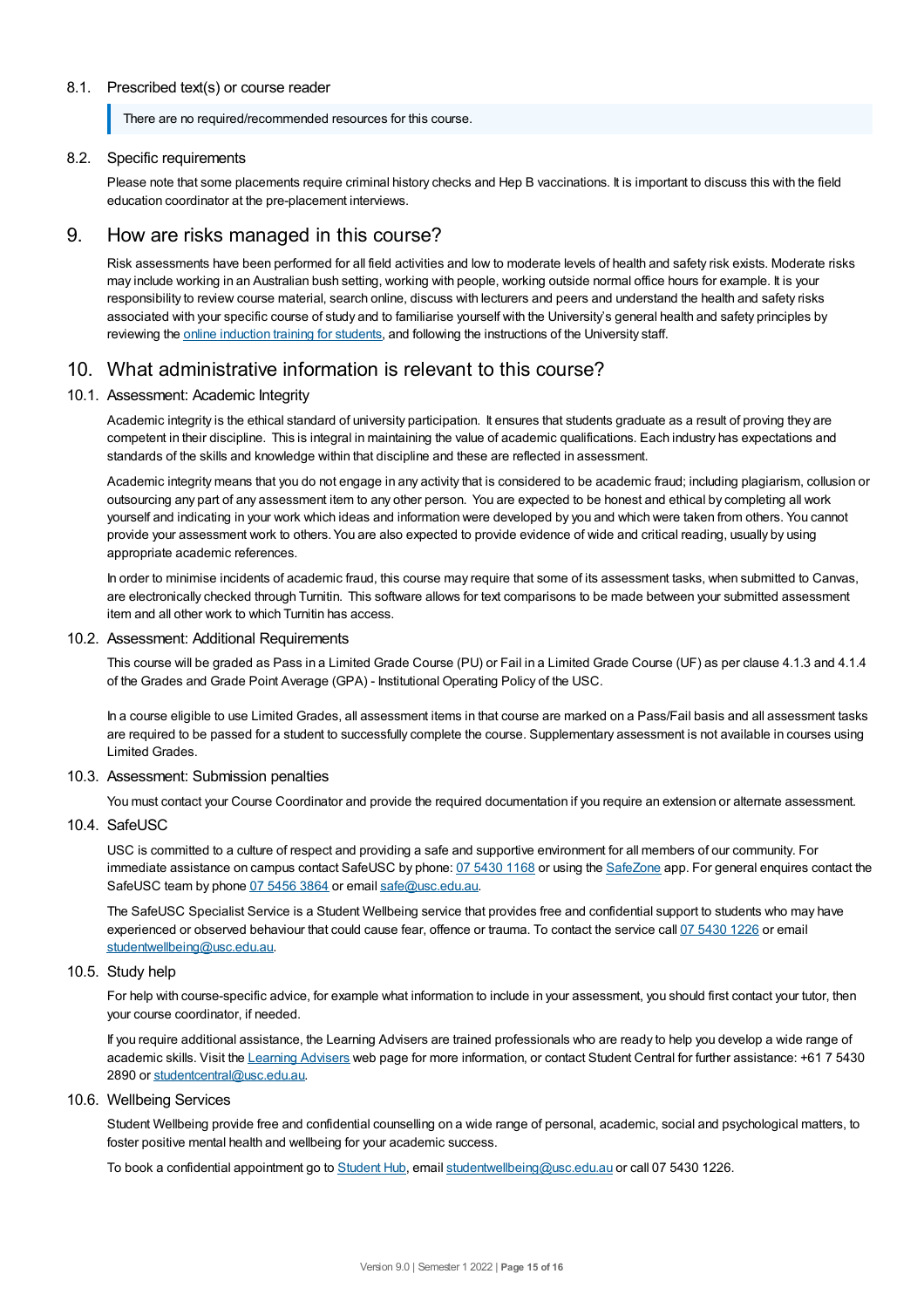### 8.1. Prescribed text(s) or course reader

> There are no required/recommended resources for this course.

### 8.2. Specific requirements

Please note that some placements require criminal history checks and Hep B vaccinations. It is important to discuss this with the field education coordinator at the pre-placement interviews.

## 9. How are risks managed in this course?

Risk assessments have been performed for all field activities and low to moderate levels of health and safety risk exists. Moderate risks may include working in an Australian bush setting, working with people, working outside normal office hours for example. It is your responsibility to review course material, search online, discuss with lecturers and peers and understand the health and safety risks associated with your specific course of study and to familiarise yourself with the University's general health and safety principles by reviewing the online induction training for students, and following the instructions of the University staff.

## 10. What administrative information is relevant to this course?

### 10.1. Assessment: Academic Integrity

Academic integrity is the ethical standard of university participation. It ensures that students graduate as a result of proving they are competent in their discipline. This is integral in maintaining the value of academic qualifications. Each industry has expectations and standards of the skills and knowledge within that discipline and these are reflected in assessment.

Academic integrity means that you do not engage in any activity that is considered to be academic fraud; including plagiarism, collusion or outsourcing any part of any assessment item to any other person. You are expected to be honest and ethical by completing all work yourself and indicating in your work which ideas and information were developed by you and which were taken from others. You cannot provide your assessment work to others. You are also expected to provide evidence of wide and critical reading, usually by using appropriate academic references.

In order to minimise incidents of academic fraud, this course may require that some of its assessment tasks, when submitted to Canvas, are electronically checked through Turnitin. This software allows for text comparisons to be made between your submitted assessment item and all other work to which Turnitin has access.

### 10.2. Assessment: Additional Requirements

This course will be graded as Pass in a Limited Grade Course (PU) or Fail in a Limited Grade Course (UF) as per clause 4.1.3 and 4.1.4 of the Grades and Grade Point Average (GPA) - Institutional Operating Policy of the USC.

In a course eligible to use Limited Grades, all assessment items in that course are marked on a Pass/Fail basis and all assessment tasks are required to be passed for a student to successfully complete the course. Supplementary assessment is not available in courses using Limited Grades.

### 10.3. Assessment: Submission penalties

You must contact your Course Coordinator and provide the required documentation if you require an extension or alternate assessment.

### 10.4. SafeUSC

USC is committed to a culture of respect and providing a safe and supportive environment for all members of our community. For immediate assistance on campus contact SafeUSC by phone: 07 5430 1168 or using the SafeZone app. For general enquires contact the SafeUSC team by phone 07 5456 3864 or email safe@usc.edu.au.

The SafeUSC Specialist Service is a Student Wellbeing service that provides free and confidential support to students who may have experienced or observed behaviour that could cause fear, offence or trauma. To contact the service call 07 5430 1226 or email studentwellbeing@usc.edu.au.

### 10.5. Study help

For help with course-specific advice, for example what information to include in your assessment, you should first contact your tutor, then your course coordinator, if needed.

If you require additional assistance, the Learning Advisers are trained professionals who are ready to help you develop a wide range of academic skills. Visit the Learning Advisers web page for more information, or contact Student Central for further assistance: +61 7 5430 2890 or studentcentral@usc.edu.au.

### 10.6. Wellbeing Services

Student Wellbeing provide free and confidential counselling on a wide range of personal, academic, social and psychological matters, to foster positive mental health and wellbeing for your academic success.

To book a confidential appointment go to Student Hub, email studentwellbeing@usc.edu.au or call 07 5430 1226.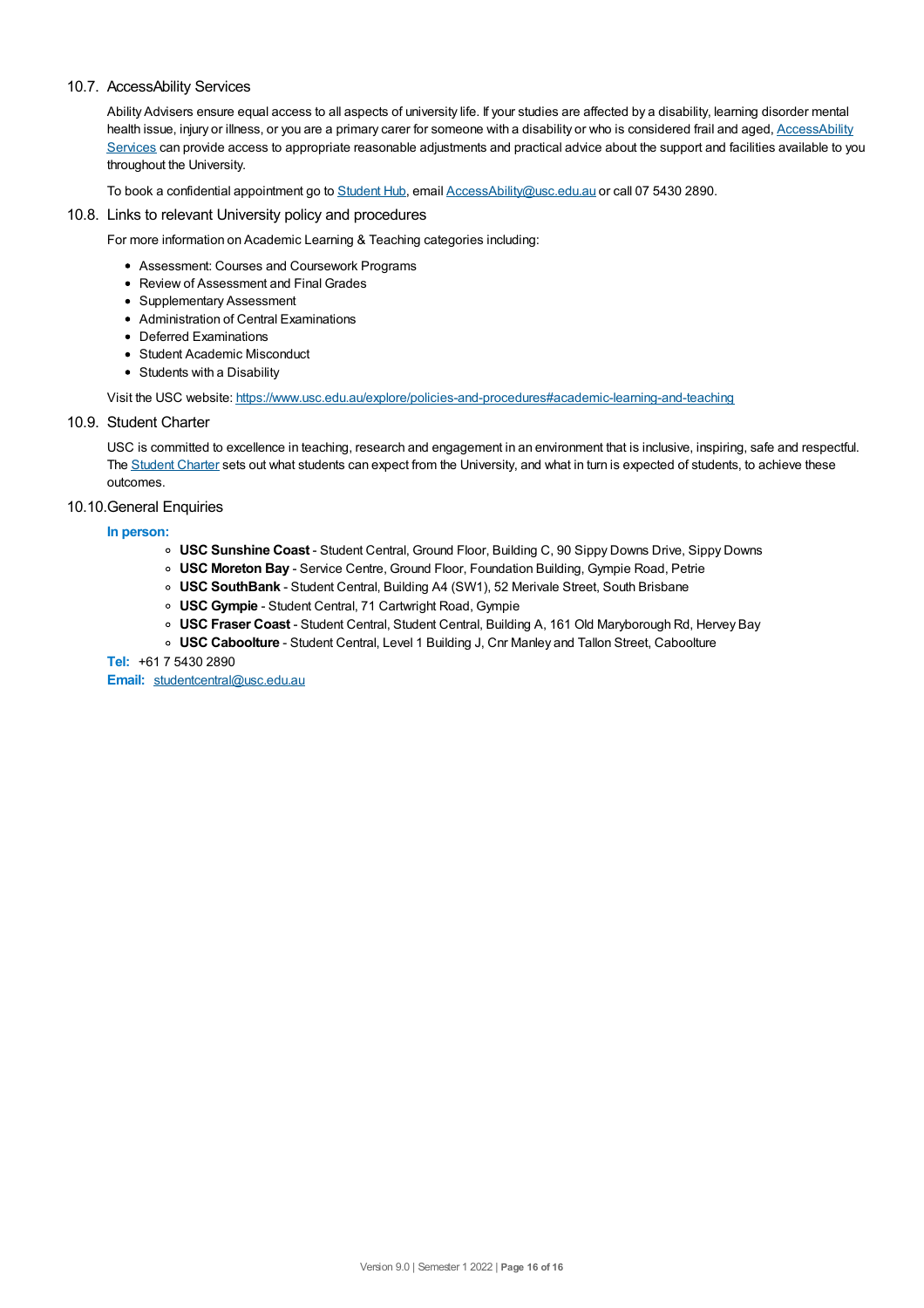### 10.7. AccessAbility Services

Ability Advisers ensure equal access to all aspects of university life. If your studies are affected by a disability, learning disorder mental health issue, injury or illness, or you are a primary carer for someone with a disability or who is considered frail and aged, AccessAbility Services can provide access to appropriate reasonable adjustments and practical advice about the support and facilities available to you throughout the University.

To book a confidential appointment go to Student Hub, email AccessAbility@usc.edu.au or call 07 5430 2890.

### 10.8. Links to relevant University policy and procedures

For more information on Academic Learning & Teaching categories including:

- Assessment: Courses and Coursework Programs
- Review of Assessment and Final Grades
- Supplementary Assessment
- Administration of Central Examinations
- Deferred Examinations
- Student Academic Misconduct
- Students with a Disability

Visit the USC website: https://www.usc.edu.au/explore/policies-and-procedures#academic-learning-and-teaching

### 10.9. Student Charter

USC is committed to excellence in teaching, research and engagement in an environment that is inclusive, inspiring, safe and respectful. The Student Charter sets out what students can expect from the University, and what in turn is expected of students, to achieve these outcomes.

### 10.10. General Enquiries

**In person:**

- **USC Sunshine Coast** - Student Central, Ground Floor, Building C, 90 Sippy Downs Drive, Sippy Downs
- **USC Moreton Bay** - Service Centre, Ground Floor, Foundation Building, Gympie Road, Petrie
- **USC SouthBank** - Student Central, Building A4 (SW1), 52 Merivale Street, South Brisbane
- **USC Gympie** - Student Central, 71 Cartwright Road, Gympie
- **USC Fraser Coast** - Student Central, Student Central, Building A, 161 Old Maryborough Rd, Hervey Bay
- **USC Caboolture** - Student Central, Level 1 Building J, Cnr Manley and Tallon Street, Caboolture

**Tel:** +61 7 5430 2890

**Email:** studentcentral@usc.edu.au